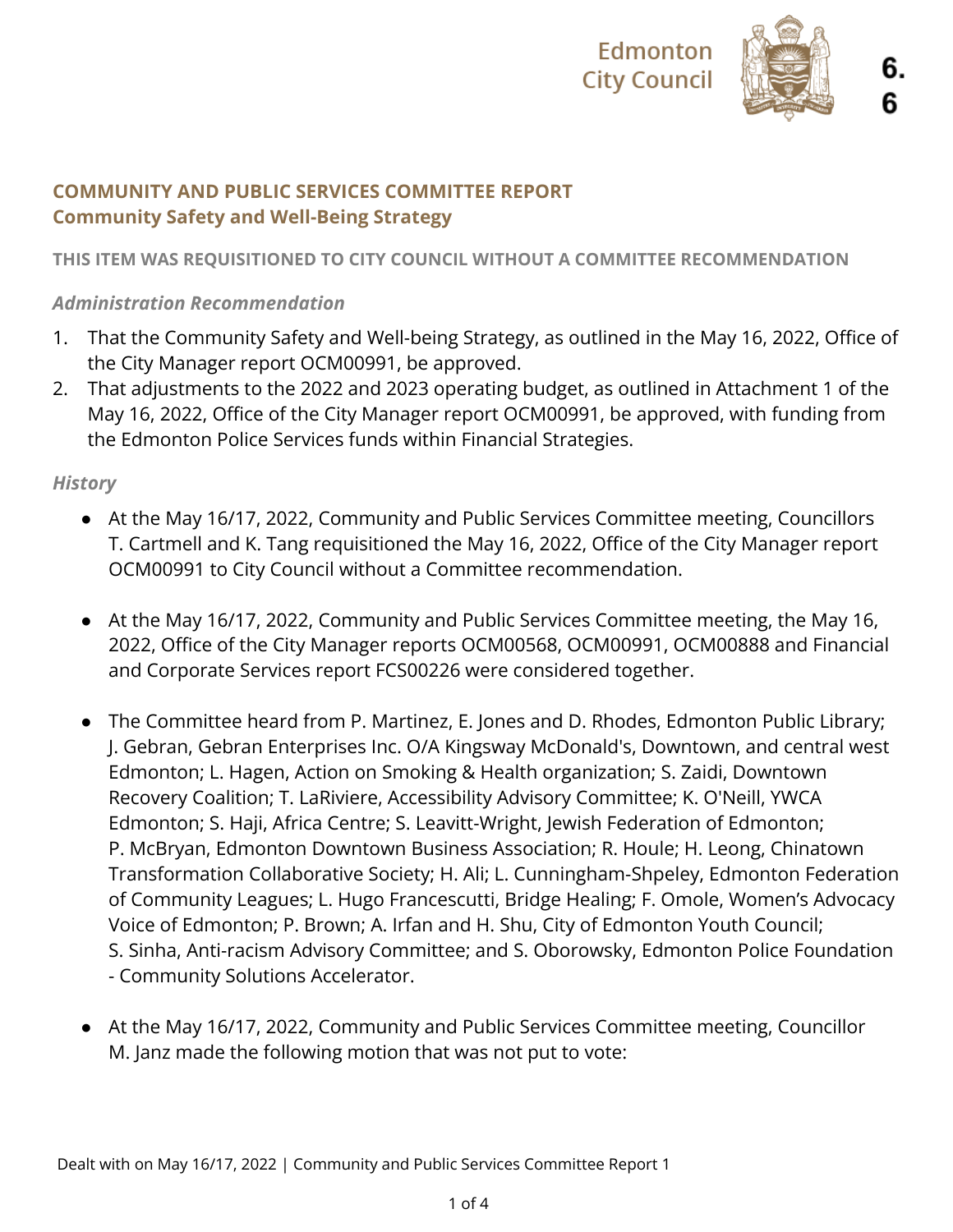Edmonton City Council

6.6

## COMMUNITY AND PUBLIC SERVICES COMMITTEE REPORT
## Community Safety and Well-Being Strategy

**THIS ITEM WAS REQUISITIONED TO CITY COUNCIL WITHOUT A COMMITTEE RECOMMENDATION**

### *Administration Recommendation*

1. That the Community Safety and Well-being Strategy, as outlined in the May 16, 2022, Office of the City Manager report OCM00991, be approved.
2. That adjustments to the 2022 and 2023 operating budget, as outlined in Attachment 1 of the May 16, 2022, Office of the City Manager report OCM00991, be approved, with funding from the Edmonton Police Services funds within Financial Strategies.

### *History*

- At the May 16/17, 2022, Community and Public Services Committee meeting, Councillors T. Cartmell and K. Tang requisitioned the May 16, 2022, Office of the City Manager report OCM00991 to City Council without a Committee recommendation.

- At the May 16/17, 2022, Community and Public Services Committee meeting, the May 16, 2022, Office of the City Manager reports OCM00568, OCM00991, OCM00888 and Financial and Corporate Services report FCS00226 were considered together.

- The Committee heard from P. Martinez, E. Jones and D. Rhodes, Edmonton Public Library; J. Gebran, Gebran Enterprises Inc. O/A Kingsway McDonald's, Downtown, and central west Edmonton; L. Hagen, Action on Smoking & Health organization; S. Zaidi, Downtown Recovery Coalition; T. LaRiviere, Accessibility Advisory Committee; K. O'Neill, YWCA Edmonton; S. Haji, Africa Centre; S. Leavitt-Wright, Jewish Federation of Edmonton; P. McBryan, Edmonton Downtown Business Association; R. Houle; H. Leong, Chinatown Transformation Collaborative Society; H. Ali; L. Cunningham-Shpeley, Edmonton Federation of Community Leagues; L. Hugo Francescutti, Bridge Healing; F. Omole, Women's Advocacy Voice of Edmonton; P. Brown; A. Irfan and H. Shu, City of Edmonton Youth Council; S. Sinha, Anti-racism Advisory Committee; and S. Oborowsky, Edmonton Police Foundation - Community Solutions Accelerator.

- At the May 16/17, 2022, Community and Public Services Committee meeting, Councillor M. Janz made the following motion that was not put to vote:

Dealt with on May 16/17, 2022 | Community and Public Services Committee Report 1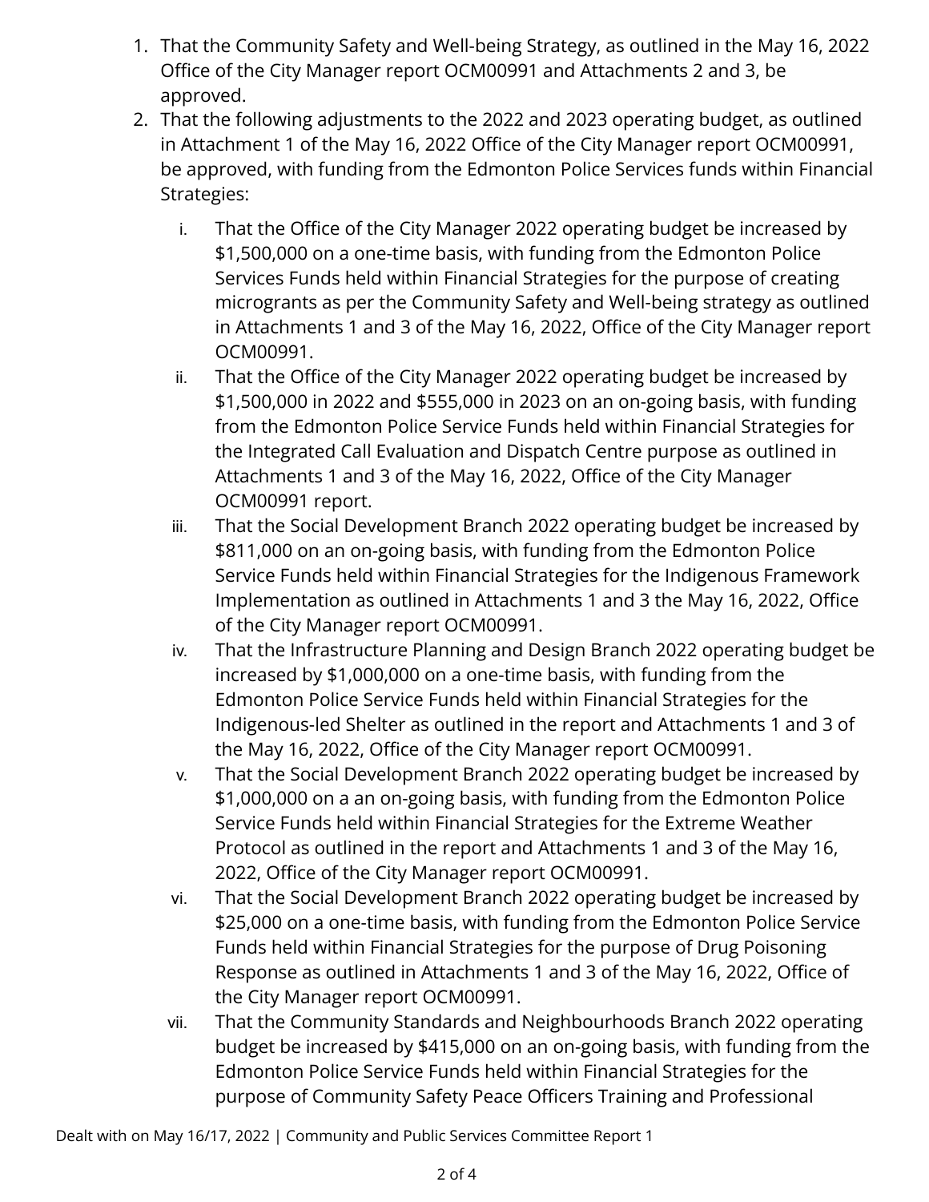1. That the Community Safety and Well-being Strategy, as outlined in the May 16, 2022 Office of the City Manager report OCM00991 and Attachments 2 and 3, be approved.
2. That the following adjustments to the 2022 and 2023 operating budget, as outlined in Attachment 1 of the May 16, 2022 Office of the City Manager report OCM00991, be approved, with funding from the Edmonton Police Services funds within Financial Strategies:
   i. That the Office of the City Manager 2022 operating budget be increased by $1,500,000 on a one-time basis, with funding from the Edmonton Police Services Funds held within Financial Strategies for the purpose of creating microgrants as per the Community Safety and Well-being strategy as outlined in Attachments 1 and 3 of the May 16, 2022, Office of the City Manager report OCM00991.
   ii. That the Office of the City Manager 2022 operating budget be increased by $1,500,000 in 2022 and $555,000 in 2023 on an on-going basis, with funding from the Edmonton Police Service Funds held within Financial Strategies for the Integrated Call Evaluation and Dispatch Centre purpose as outlined in Attachments 1 and 3 of the May 16, 2022, Office of the City Manager OCM00991 report.
   iii. That the Social Development Branch 2022 operating budget be increased by $811,000 on an on-going basis, with funding from the Edmonton Police Service Funds held within Financial Strategies for the Indigenous Framework Implementation as outlined in Attachments 1 and 3 the May 16, 2022, Office of the City Manager report OCM00991.
   iv. That the Infrastructure Planning and Design Branch 2022 operating budget be increased by $1,000,000 on a one-time basis, with funding from the Edmonton Police Service Funds held within Financial Strategies for the Indigenous-led Shelter as outlined in the report and Attachments 1 and 3 of the May 16, 2022, Office of the City Manager report OCM00991.
   v. That the Social Development Branch 2022 operating budget be increased by $1,000,000 on a an on-going basis, with funding from the Edmonton Police Service Funds held within Financial Strategies for the Extreme Weather Protocol as outlined in the report and Attachments 1 and 3 of the May 16, 2022, Office of the City Manager report OCM00991.
   vi. That the Social Development Branch 2022 operating budget be increased by $25,000 on a one-time basis, with funding from the Edmonton Police Service Funds held within Financial Strategies for the purpose of Drug Poisoning Response as outlined in Attachments 1 and 3 of the May 16, 2022, Office of the City Manager report OCM00991.
   vii. That the Community Standards and Neighbourhoods Branch 2022 operating budget be increased by $415,000 on an on-going basis, with funding from the Edmonton Police Service Funds held within Financial Strategies for the purpose of Community Safety Peace Officers Training and Professional

Dealt with on May 16/17, 2022 | Community and Public Services Committee Report 1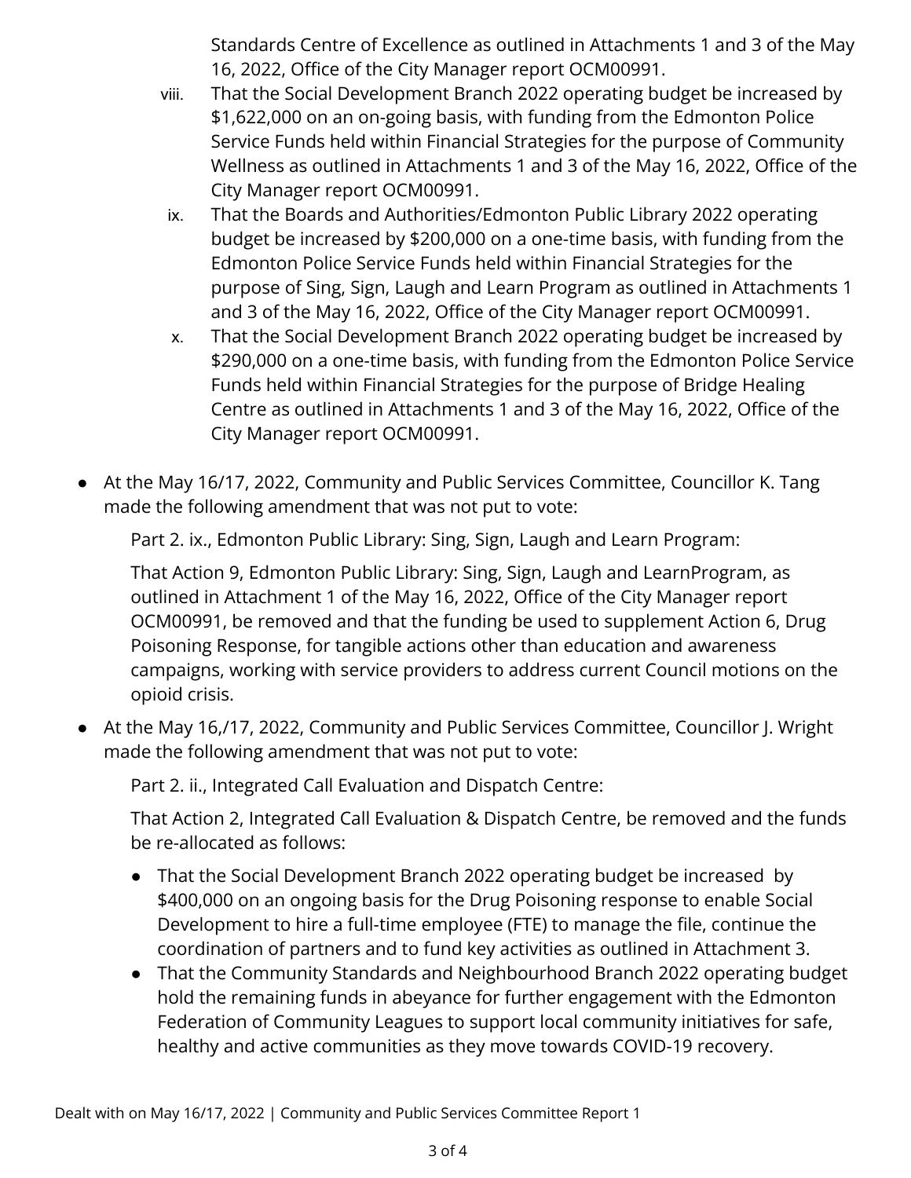Standards Centre of Excellence as outlined in Attachments 1 and 3 of the May 16, 2022, Office of the City Manager report OCM00991.

viii. That the Social Development Branch 2022 operating budget be increased by $1,622,000 on an on-going basis, with funding from the Edmonton Police Service Funds held within Financial Strategies for the purpose of Community Wellness as outlined in Attachments 1 and 3 of the May 16, 2022, Office of the City Manager report OCM00991.

ix. That the Boards and Authorities/Edmonton Public Library 2022 operating budget be increased by $200,000 on a one-time basis, with funding from the Edmonton Police Service Funds held within Financial Strategies for the purpose of Sing, Sign, Laugh and Learn Program as outlined in Attachments 1 and 3 of the May 16, 2022, Office of the City Manager report OCM00991.

x. That the Social Development Branch 2022 operating budget be increased by $290,000 on a one-time basis, with funding from the Edmonton Police Service Funds held within Financial Strategies for the purpose of Bridge Healing Centre as outlined in Attachments 1 and 3 of the May 16, 2022, Office of the City Manager report OCM00991.

- At the May 16/17, 2022, Community and Public Services Committee, Councillor K. Tang made the following amendment that was not put to vote:

  Part 2. ix., Edmonton Public Library: Sing, Sign, Laugh and Learn Program:

  That Action 9, Edmonton Public Library: Sing, Sign, Laugh and LearnProgram, as outlined in Attachment 1 of the May 16, 2022, Office of the City Manager report OCM00991, be removed and that the funding be used to supplement Action 6, Drug Poisoning Response, for tangible actions other than education and awareness campaigns, working with service providers to address current Council motions on the opioid crisis.

- At the May 16,/17, 2022, Community and Public Services Committee, Councillor J. Wright made the following amendment that was not put to vote:

  Part 2. ii., Integrated Call Evaluation and Dispatch Centre:

  That Action 2, Integrated Call Evaluation & Dispatch Centre, be removed and the funds be re-allocated as follows:

  - That the Social Development Branch 2022 operating budget be increased by $400,000 on an ongoing basis for the Drug Poisoning response to enable Social Development to hire a full-time employee (FTE) to manage the file, continue the coordination of partners and to fund key activities as outlined in Attachment 3.
  - That the Community Standards and Neighbourhood Branch 2022 operating budget hold the remaining funds in abeyance for further engagement with the Edmonton Federation of Community Leagues to support local community initiatives for safe, healthy and active communities as they move towards COVID-19 recovery.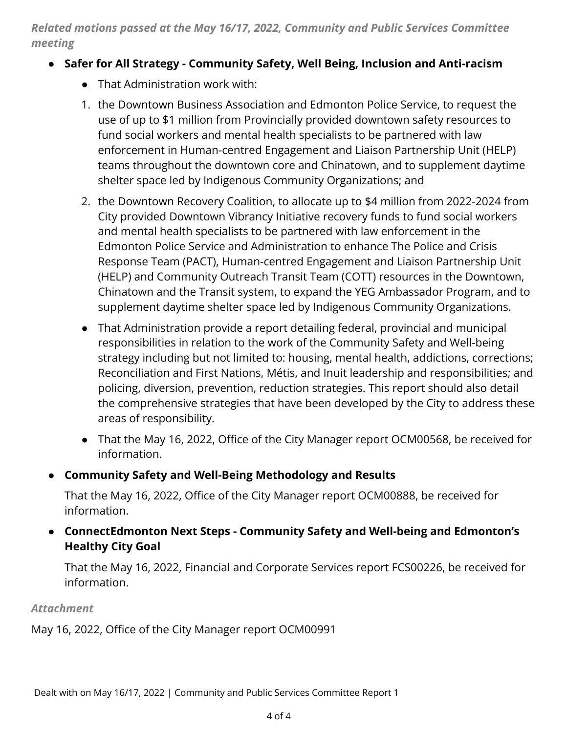***Related motions passed at the May 16/17, 2022, Community and Public Services Committee meeting***

- **Safer for All Strategy - Community Safety, Well Being, Inclusion and Anti-racism**
  - That Administration work with:
    1. the Downtown Business Association and Edmonton Police Service, to request the use of up to $1 million from Provincially provided downtown safety resources to fund social workers and mental health specialists to be partnered with law enforcement in Human-centred Engagement and Liaison Partnership Unit (HELP) teams throughout the downtown core and Chinatown, and to supplement daytime shelter space led by Indigenous Community Organizations; and
    2. the Downtown Recovery Coalition, to allocate up to $4 million from 2022-2024 from City provided Downtown Vibrancy Initiative recovery funds to fund social workers and mental health specialists to be partnered with law enforcement in the Edmonton Police Service and Administration to enhance The Police and Crisis Response Team (PACT), Human-centred Engagement and Liaison Partnership Unit (HELP) and Community Outreach Transit Team (COTT) resources in the Downtown, Chinatown and the Transit system, to expand the YEG Ambassador Program, and to supplement daytime shelter space led by Indigenous Community Organizations.
  - That Administration provide a report detailing federal, provincial and municipal responsibilities in relation to the work of the Community Safety and Well-being strategy including but not limited to: housing, mental health, addictions, corrections; Reconciliation and First Nations, Métis, and Inuit leadership and responsibilities; and policing, diversion, prevention, reduction strategies. This report should also detail the comprehensive strategies that have been developed by the City to address these areas of responsibility.
  - That the May 16, 2022, Office of the City Manager report OCM00568, be received for information.
- **Community Safety and Well-Being Methodology and Results**

  That the May 16, 2022, Office of the City Manager report OCM00888, be received for information.
- **ConnectEdmonton Next Steps - Community Safety and Well-being and Edmonton's Healthy City Goal**

  That the May 16, 2022, Financial and Corporate Services report FCS00226, be received for information.

***Attachment***

May 16, 2022, Office of the City Manager report OCM00991

Dealt with on May 16/17, 2022 | Community and Public Services Committee Report 1